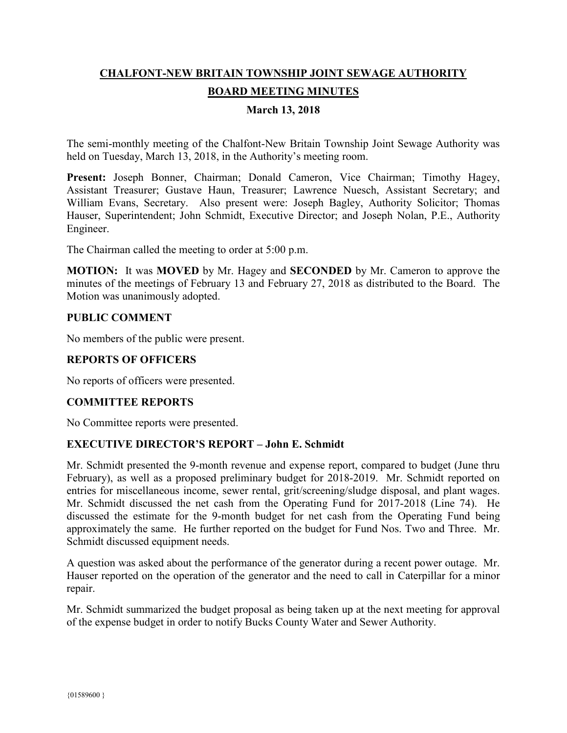# CHALFONT-NEW BRITAIN TOWNSHIP JOINT SEWAGE AUTHORITY

## BOARD MEETING MINUTES

### March 13, 2018

The semi-monthly meeting of the Chalfont-New Britain Township Joint Sewage Authority was held on Tuesday, March 13, 2018, in the Authority's meeting room.

**Present:** Joseph Bonner, Chairman; Donald Cameron, Vice Chairman; Timothy Hagey, Assistant Treasurer; Gustave Haun, Treasurer; Lawrence Nuesch, Assistant Secretary; and William Evans, Secretary. Also present were: Joseph Bagley, Authority Solicitor; Thomas Hauser, Superintendent; John Schmidt, Executive Director; and Joseph Nolan, P.E., Authority Engineer.

The Chairman called the meeting to order at 5:00 p.m.

**MOTION:** It was **MOVED** by Mr. Hagey and **SECONDED** by Mr. Cameron to approve the minutes of the meetings of February 13 and February 27, 2018 as distributed to the Board. The Motion was unanimously adopted.

**PUBLIC COMMENT**

No members of the public were present.

**REPORTS OF OFFICERS**

No reports of officers were presented.

**COMMITTEE REPORTS**

No Committee reports were presented.

**EXECUTIVE DIRECTOR'S REPORT – John E. Schmidt**

Mr. Schmidt presented the 9-month revenue and expense report, compared to budget (June thru February), as well as a proposed preliminary budget for 2018-2019. Mr. Schmidt reported on entries for miscellaneous income, sewer rental, grit/screening/sludge disposal, and plant wages. Mr. Schmidt discussed the net cash from the Operating Fund for 2017-2018 (Line 74). He discussed the estimate for the 9-month budget for net cash from the Operating Fund being approximately the same. He further reported on the budget for Fund Nos. Two and Three. Mr. Schmidt discussed equipment needs.

A question was asked about the performance of the generator during a recent power outage. Mr. Hauser reported on the operation of the generator and the need to call in Caterpillar for a minor repair.

Mr. Schmidt summarized the budget proposal as being taken up at the next meeting for approval of the expense budget in order to notify Bucks County Water and Sewer Authority.

{01589600 }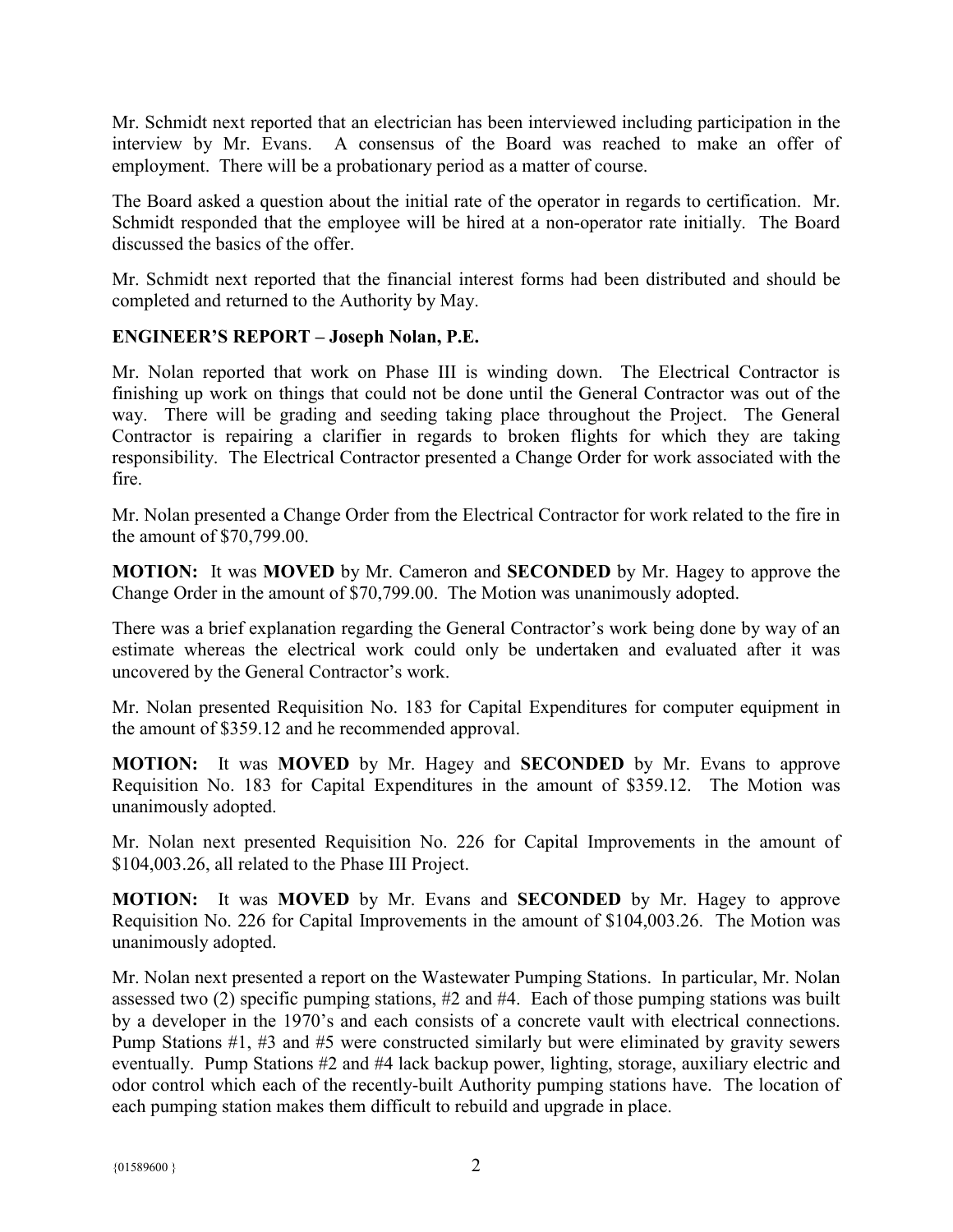Mr. Schmidt next reported that an electrician has been interviewed including participation in the interview by Mr. Evans. A consensus of the Board was reached to make an offer of employment. There will be a probationary period as a matter of course.

The Board asked a question about the initial rate of the operator in regards to certification. Mr. Schmidt responded that the employee will be hired at a non-operator rate initially. The Board discussed the basics of the offer.

Mr. Schmidt next reported that the financial interest forms had been distributed and should be completed and returned to the Authority by May.

**ENGINEER'S REPORT – Joseph Nolan, P.E.**

Mr. Nolan reported that work on Phase III is winding down. The Electrical Contractor is finishing up work on things that could not be done until the General Contractor was out of the way. There will be grading and seeding taking place throughout the Project. The General Contractor is repairing a clarifier in regards to broken flights for which they are taking responsibility. The Electrical Contractor presented a Change Order for work associated with the fire.

Mr. Nolan presented a Change Order from the Electrical Contractor for work related to the fire in the amount of $70,799.00.

**MOTION:** It was **MOVED** by Mr. Cameron and **SECONDED** by Mr. Hagey to approve the Change Order in the amount of $70,799.00. The Motion was unanimously adopted.

There was a brief explanation regarding the General Contractor's work being done by way of an estimate whereas the electrical work could only be undertaken and evaluated after it was uncovered by the General Contractor's work.

Mr. Nolan presented Requisition No. 183 for Capital Expenditures for computer equipment in the amount of $359.12 and he recommended approval.

**MOTION:** It was **MOVED** by Mr. Hagey and **SECONDED** by Mr. Evans to approve Requisition No. 183 for Capital Expenditures in the amount of $359.12. The Motion was unanimously adopted.

Mr. Nolan next presented Requisition No. 226 for Capital Improvements in the amount of $104,003.26, all related to the Phase III Project.

**MOTION:** It was **MOVED** by Mr. Evans and **SECONDED** by Mr. Hagey to approve Requisition No. 226 for Capital Improvements in the amount of $104,003.26. The Motion was unanimously adopted.

Mr. Nolan next presented a report on the Wastewater Pumping Stations. In particular, Mr. Nolan assessed two (2) specific pumping stations, #2 and #4. Each of those pumping stations was built by a developer in the 1970's and each consists of a concrete vault with electrical connections. Pump Stations #1, #3 and #5 were constructed similarly but were eliminated by gravity sewers eventually. Pump Stations #2 and #4 lack backup power, lighting, storage, auxiliary electric and odor control which each of the recently-built Authority pumping stations have. The location of each pumping station makes them difficult to rebuild and upgrade in place.

{01589600 }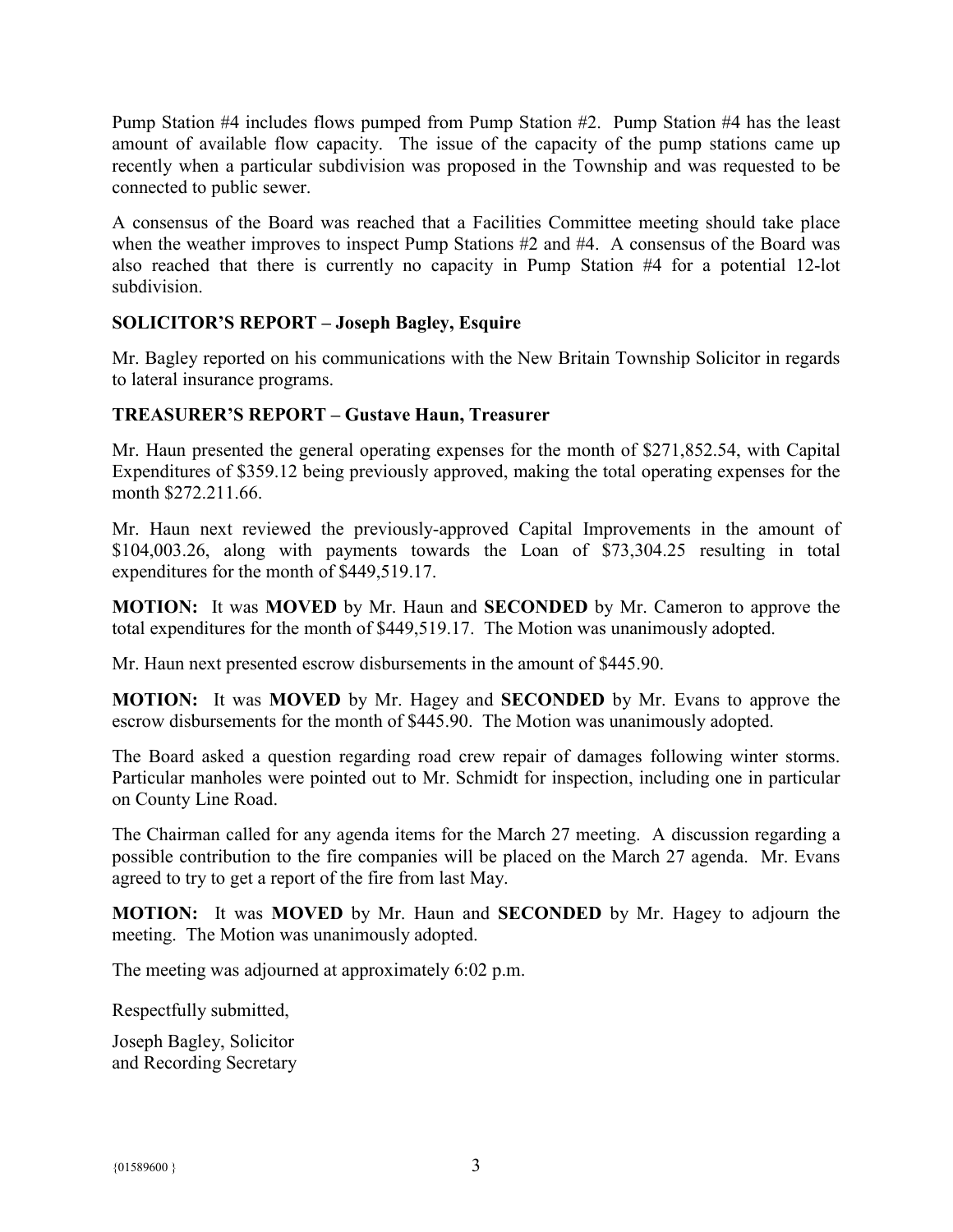Pump Station #4 includes flows pumped from Pump Station #2. Pump Station #4 has the least amount of available flow capacity. The issue of the capacity of the pump stations came up recently when a particular subdivision was proposed in the Township and was requested to be connected to public sewer.

A consensus of the Board was reached that a Facilities Committee meeting should take place when the weather improves to inspect Pump Stations #2 and #4. A consensus of the Board was also reached that there is currently no capacity in Pump Station #4 for a potential 12-lot subdivision.

**SOLICITOR'S REPORT – Joseph Bagley, Esquire**

Mr. Bagley reported on his communications with the New Britain Township Solicitor in regards to lateral insurance programs.

**TREASURER'S REPORT – Gustave Haun, Treasurer**

Mr. Haun presented the general operating expenses for the month of $271,852.54, with Capital Expenditures of $359.12 being previously approved, making the total operating expenses for the month $272.211.66.

Mr. Haun next reviewed the previously-approved Capital Improvements in the amount of $104,003.26, along with payments towards the Loan of $73,304.25 resulting in total expenditures for the month of $449,519.17.

**MOTION:** It was **MOVED** by Mr. Haun and **SECONDED** by Mr. Cameron to approve the total expenditures for the month of $449,519.17. The Motion was unanimously adopted.

Mr. Haun next presented escrow disbursements in the amount of $445.90.

**MOTION:** It was **MOVED** by Mr. Hagey and **SECONDED** by Mr. Evans to approve the escrow disbursements for the month of $445.90. The Motion was unanimously adopted.

The Board asked a question regarding road crew repair of damages following winter storms. Particular manholes were pointed out to Mr. Schmidt for inspection, including one in particular on County Line Road.

The Chairman called for any agenda items for the March 27 meeting. A discussion regarding a possible contribution to the fire companies will be placed on the March 27 agenda. Mr. Evans agreed to try to get a report of the fire from last May.

**MOTION:** It was **MOVED** by Mr. Haun and **SECONDED** by Mr. Hagey to adjourn the meeting. The Motion was unanimously adopted.

The meeting was adjourned at approximately 6:02 p.m.

Respectfully submitted,

Joseph Bagley, Solicitor
and Recording Secretary

{01589600 }